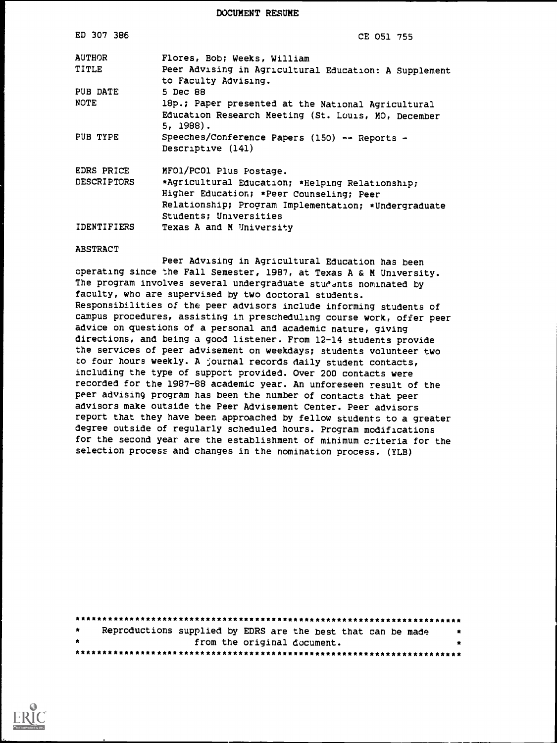DOCUMENT RESUME

| | |
|---|---|
| ED 307 386 | CE 051 755 |
| AUTHOR | Flores, Bob; Weeks, William |
| TITLE | Peer Advising in Agricultural Education: A Supplement to Faculty Advising. |
| PUB DATE | 5 Dec 88 |
| NOTE | 18p.; Paper presented at the National Agricultural Education Research Meeting (St. Louis, MO, December 5, 1988). |
| PUB TYPE | Speeches/Conference Papers (150) -- Reports - Descriptive (141) |
| EDRS PRICE | MF01/PC01 Plus Postage. |
| DESCRIPTORS | *Agricultural Education; *Helping Relationship; Higher Education; *Peer Counseling; Peer Relationship; Program Implementation; *Undergraduate Students; Universities |
| IDENTIFIERS | Texas A and M University |

ABSTRACT

Peer Advising in Agricultural Education has been operating since the Fall Semester, 1987, at Texas A & M University. The program involves several undergraduate students nominated by faculty, who are supervised by two doctoral students. Responsibilities of the peer advisors include informing students of campus procedures, assisting in prescheduling course work, offer peer advice on questions of a personal and academic nature, giving directions, and being a good listener. From 12-14 students provide the services of peer advisement on weekdays; students volunteer two to four hours weekly. A journal records daily student contacts, including the type of support provided. Over 200 contacts were recorded for the 1987-88 academic year. An unforeseen result of the peer advising program has been the number of contacts that peer advisors make outside the Peer Advisement Center. Peer advisors report that they have been approached by fellow students to a greater degree outside of regularly scheduled hours. Program modifications for the second year are the establishment of minimum criteria for the selection process and changes in the nomination process. (YLB)

***********************************************************************
* Reproductions supplied by EDRS are the best that can be made *
* from the original document. *
***********************************************************************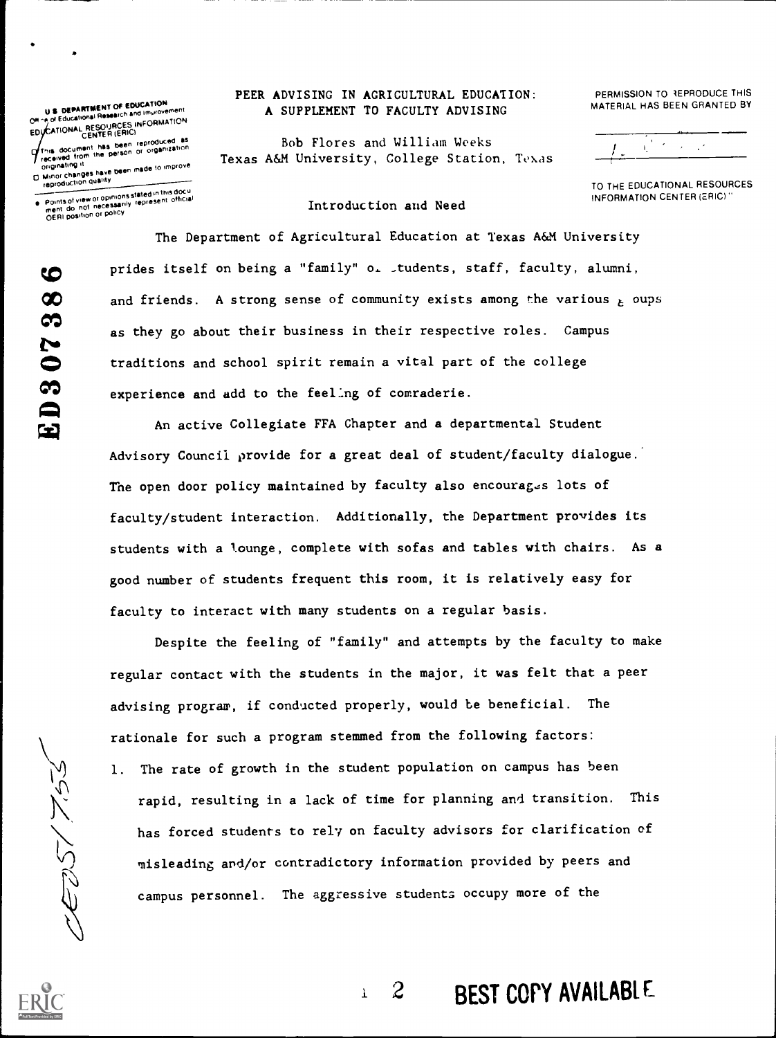# PEER ADVISING IN AGRICULTURAL EDUCATION: A SUPPLEMENT TO FACULTY ADVISING

Bob Flores and William Weeks
Texas A&M University, College Station, Texas

## Introduction and Need

The Department of Agricultural Education at Texas A&M University prides itself on being a "family" of students, staff, faculty, alumni, and friends. A strong sense of community exists among the various groups as they go about their business in their respective roles. Campus traditions and school spirit remain a vital part of the college experience and add to the feeling of comraderie.

An active Collegiate FFA Chapter and a departmental Student Advisory Council provide for a great deal of student/faculty dialogue. The open door policy maintained by faculty also encourages lots of faculty/student interaction. Additionally, the Department provides its students with a lounge, complete with sofas and tables with chairs. As a good number of students frequent this room, it is relatively easy for faculty to interact with many students on a regular basis.

Despite the feeling of "family" and attempts by the faculty to make regular contact with the students in the major, it was felt that a peer advising program, if conducted properly, would be beneficial. The rationale for such a program stemmed from the following factors:

1. The rate of growth in the student population on campus has been rapid, resulting in a lack of time for planning and transition. This has forced students to rely on faculty advisors for clarification of misleading and/or contradictory information provided by peers and campus personnel. The aggressive students occupy more of the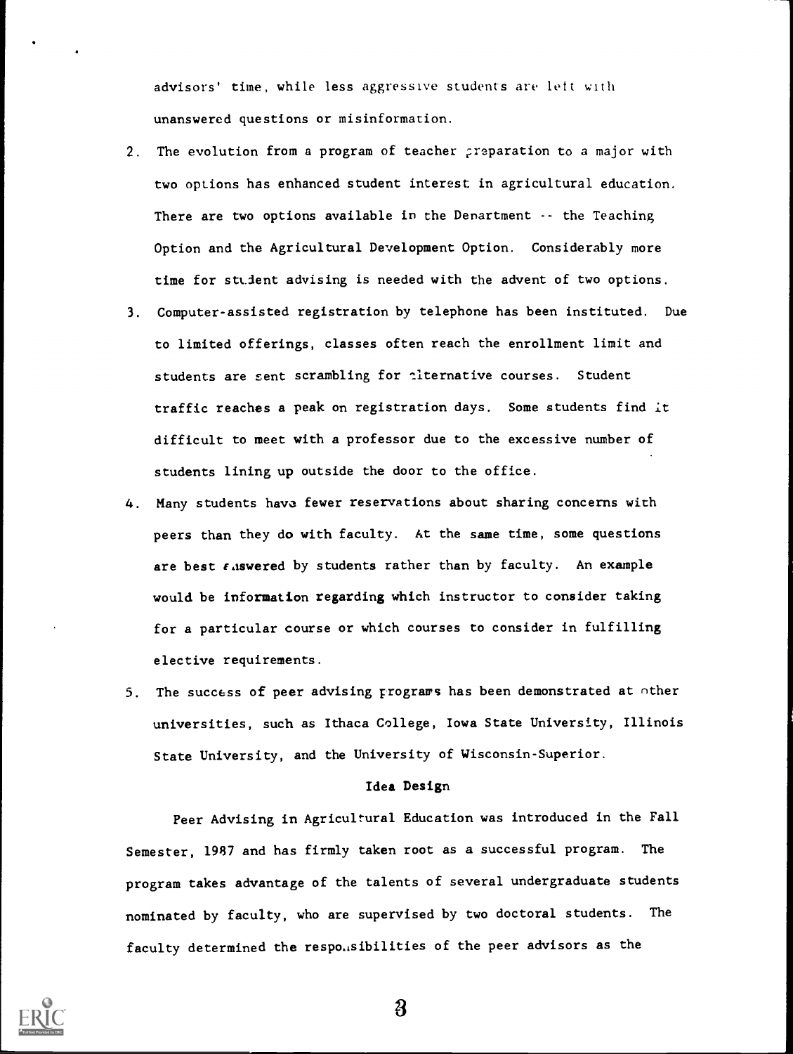advisors' time, while less aggressive students are left with unanswered questions or misinformation.

2. The evolution from a program of teacher preparation to a major with two options has enhanced student interest in agricultural education. There are two options available in the Department -- the Teaching Option and the Agricultural Development Option. Considerably more time for student advising is needed with the advent of two options.

3. Computer-assisted registration by telephone has been instituted. Due to limited offerings, classes often reach the enrollment limit and students are sent scrambling for alternative courses. Student traffic reaches a peak on registration days. Some students find it difficult to meet with a professor due to the excessive number of students lining up outside the door to the office.

4. Many students have fewer reservations about sharing concerns with peers than they do with faculty. At the same time, some questions are best answered by students rather than by faculty. An example would be information regarding which instructor to consider taking for a particular course or which courses to consider in fulfilling elective requirements.

5. The success of peer advising programs has been demonstrated at other universities, such as Ithaca College, Iowa State University, Illinois State University, and the University of Wisconsin-Superior.

## Idea Design

Peer Advising in Agricultural Education was introduced in the Fall Semester, 1987 and has firmly taken root as a successful program. The program takes advantage of the talents of several undergraduate students nominated by faculty, who are supervised by two doctoral students. The faculty determined the responsibilities of the peer advisors as the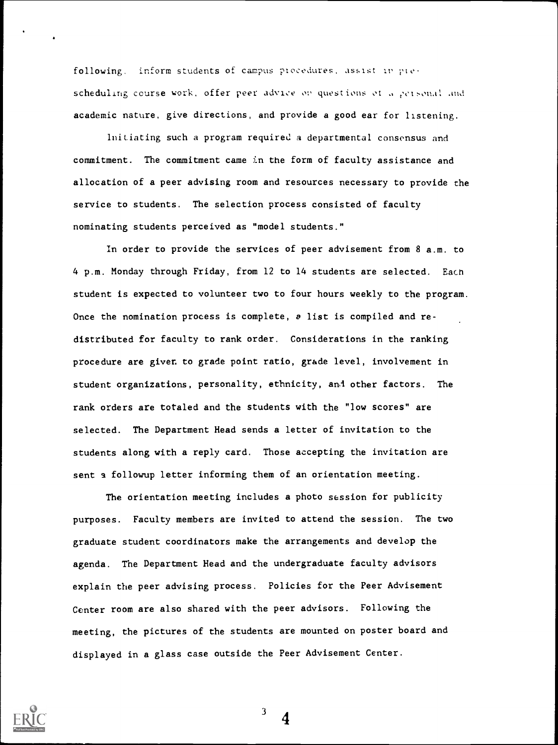following, inform students of campus procedures, assist in pre-scheduling course work, offer peer advice on questions of a personal and academic nature, give directions, and provide a good ear for listening.

Initiating such a program required a departmental consensus and commitment. The commitment came in the form of faculty assistance and allocation of a peer advising room and resources necessary to provide the service to students. The selection process consisted of faculty nominating students perceived as "model students."

In order to provide the services of peer advisement from 8 a.m. to 4 p.m. Monday through Friday, from 12 to 14 students are selected. Each student is expected to volunteer two to four hours weekly to the program. Once the nomination process is complete, a list is compiled and re-distributed for faculty to rank order. Considerations in the ranking procedure are given to grade point ratio, grade level, involvement in student organizations, personality, ethnicity, and other factors. The rank orders are totaled and the students with the "low scores" are selected. The Department Head sends a letter of invitation to the students along with a reply card. Those accepting the invitation are sent a followup letter informing them of an orientation meeting.

The orientation meeting includes a photo session for publicity purposes. Faculty members are invited to attend the session. The two graduate student coordinators make the arrangements and develop the agenda. The Department Head and the undergraduate faculty advisors explain the peer advising process. Policies for the Peer Advisement Center room are also shared with the peer advisors. Following the meeting, the pictures of the students are mounted on poster board and displayed in a glass case outside the Peer Advisement Center.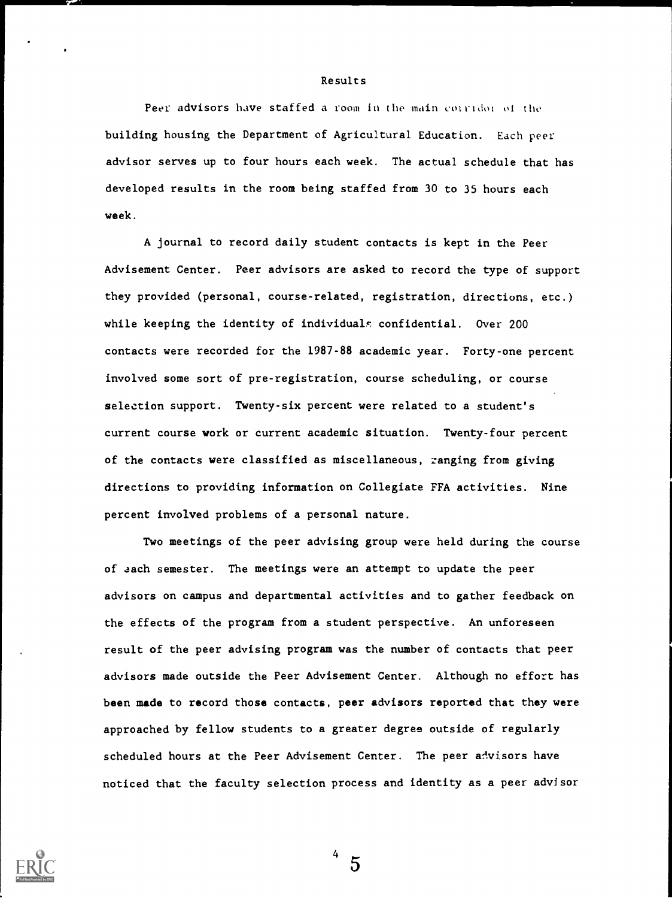## Results

Peer advisors have staffed a room in the main corridor of the building housing the Department of Agricultural Education. Each peer advisor serves up to four hours each week. The actual schedule that has developed results in the room being staffed from 30 to 35 hours each week.

A journal to record daily student contacts is kept in the Peer Advisement Center. Peer advisors are asked to record the type of support they provided (personal, course-related, registration, directions, etc.) while keeping the identity of individuals confidential. Over 200 contacts were recorded for the 1987-88 academic year. Forty-one percent involved some sort of pre-registration, course scheduling, or course selection support. Twenty-six percent were related to a student's current course work or current academic situation. Twenty-four percent of the contacts were classified as miscellaneous, ranging from giving directions to providing information on Collegiate FFA activities. Nine percent involved problems of a personal nature.

Two meetings of the peer advising group were held during the course of each semester. The meetings were an attempt to update the peer advisors on campus and departmental activities and to gather feedback on the effects of the program from a student perspective. An unforeseen result of the peer advising program was the number of contacts that peer advisors made outside the Peer Advisement Center. Although no effort has been made to record those contacts, peer advisors reported that they were approached by fellow students to a greater degree outside of regularly scheduled hours at the Peer Advisement Center. The peer advisors have noticed that the faculty selection process and identity as a peer advisor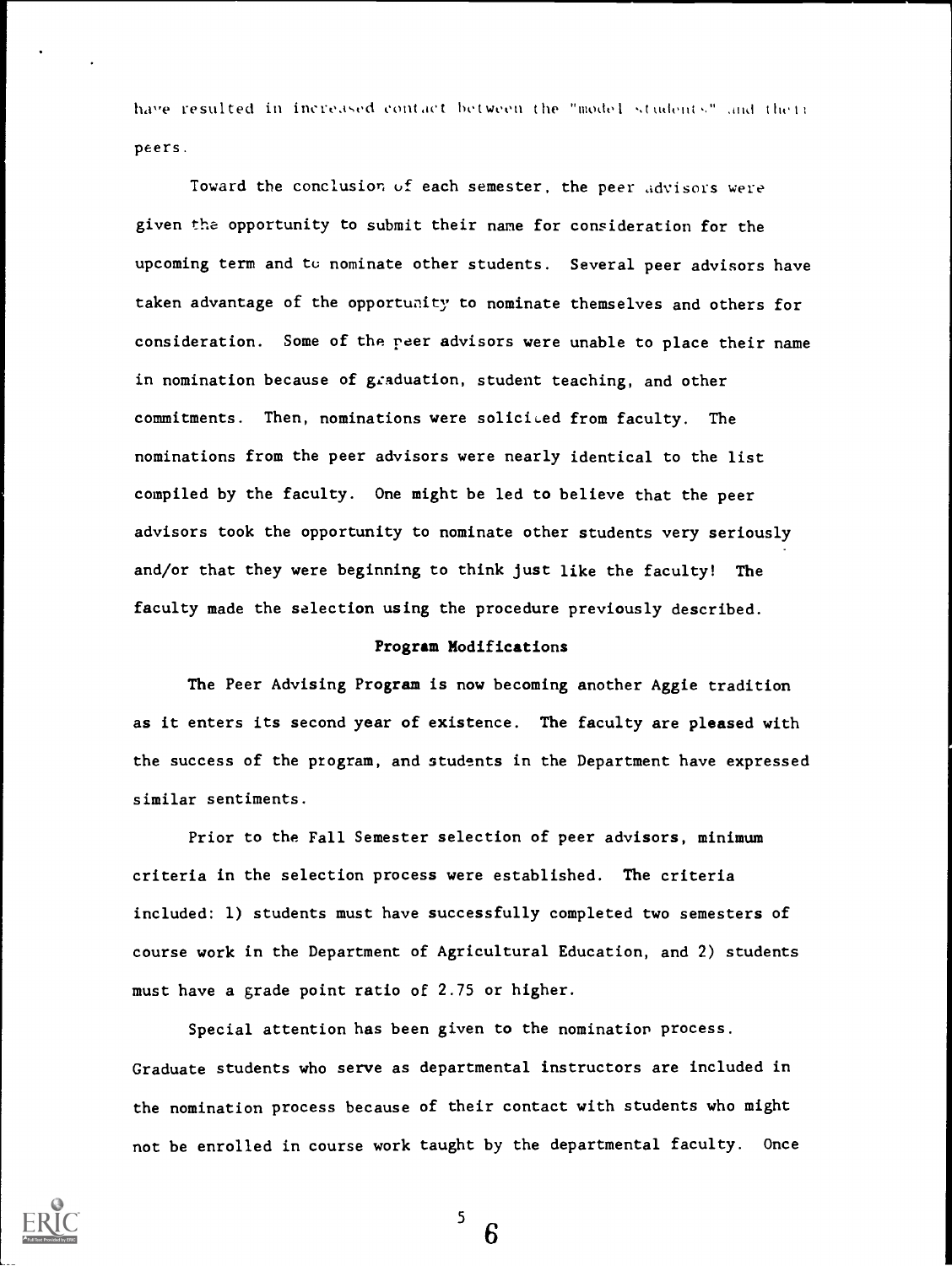have resulted in increased contact between the "model students" and their peers.

Toward the conclusion of each semester, the peer advisors were given the opportunity to submit their name for consideration for the upcoming term and to nominate other students. Several peer advisors have taken advantage of the opportunity to nominate themselves and others for consideration. Some of the peer advisors were unable to place their name in nomination because of graduation, student teaching, and other commitments. Then, nominations were solicited from faculty. The nominations from the peer advisors were nearly identical to the list compiled by the faculty. One might be led to believe that the peer advisors took the opportunity to nominate other students very seriously and/or that they were beginning to think just like the faculty! The faculty made the selection using the procedure previously described.

## Program Modifications

The Peer Advising Program is now becoming another Aggie tradition as it enters its second year of existence. The faculty are pleased with the success of the program, and students in the Department have expressed similar sentiments.

Prior to the Fall Semester selection of peer advisors, minimum criteria in the selection process were established. The criteria included: 1) students must have successfully completed two semesters of course work in the Department of Agricultural Education, and 2) students must have a grade point ratio of 2.75 or higher.

Special attention has been given to the nomination process. Graduate students who serve as departmental instructors are included in the nomination process because of their contact with students who might not be enrolled in course work taught by the departmental faculty. Once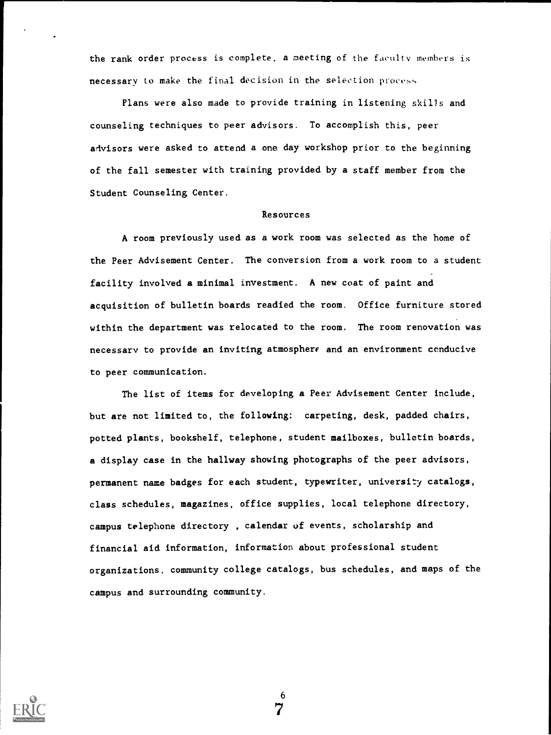the rank order process is complete, a meeting of the faculty members is necessary to make the final decision in the selection process

Plans were also made to provide training in listening skills and counseling techniques to peer advisors. To accomplish this, peer advisors were asked to attend a one day workshop prior to the beginning of the fall semester with training provided by a staff member from the Student Counseling Center.

## Resources

A room previously used as a work room was selected as the home of the Peer Advisement Center. The conversion from a work room to a student facility involved a minimal investment. A new coat of paint and acquisition of bulletin boards readied the room. Office furniture stored within the department was relocated to the room. The room renovation was necessary to provide an inviting atmosphere and an environment conducive to peer communication.

The list of items for developing a Peer Advisement Center include, but are not limited to, the following: carpeting, desk, padded chairs, potted plants, bookshelf, telephone, student mailboxes, bulletin boards, a display case in the hallway showing photographs of the peer advisors, permanent name badges for each student, typewriter, university catalogs, class schedules, magazines, office supplies, local telephone directory, campus telephone directory , calendar of events, scholarship and financial aid information, information about professional student organizations, community college catalogs, bus schedules, and maps of the campus and surrounding community.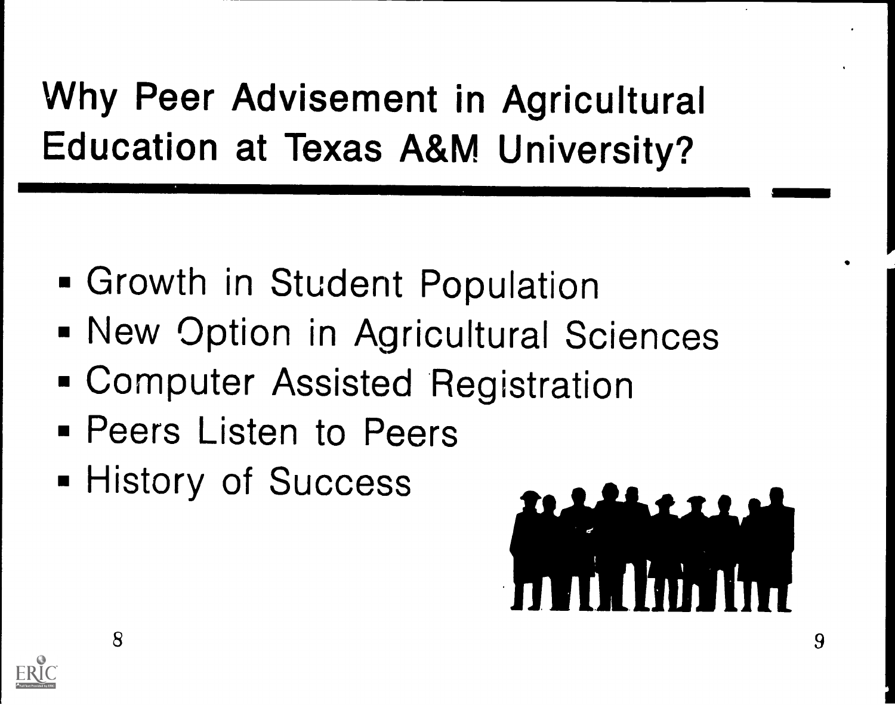# Why Peer Advisement in Agricultural Education at Texas A&M University?

- Growth in Student Population
- New Option in Agricultural Sciences
- Computer Assisted Registration
- Peers Listen to Peers
- History of Success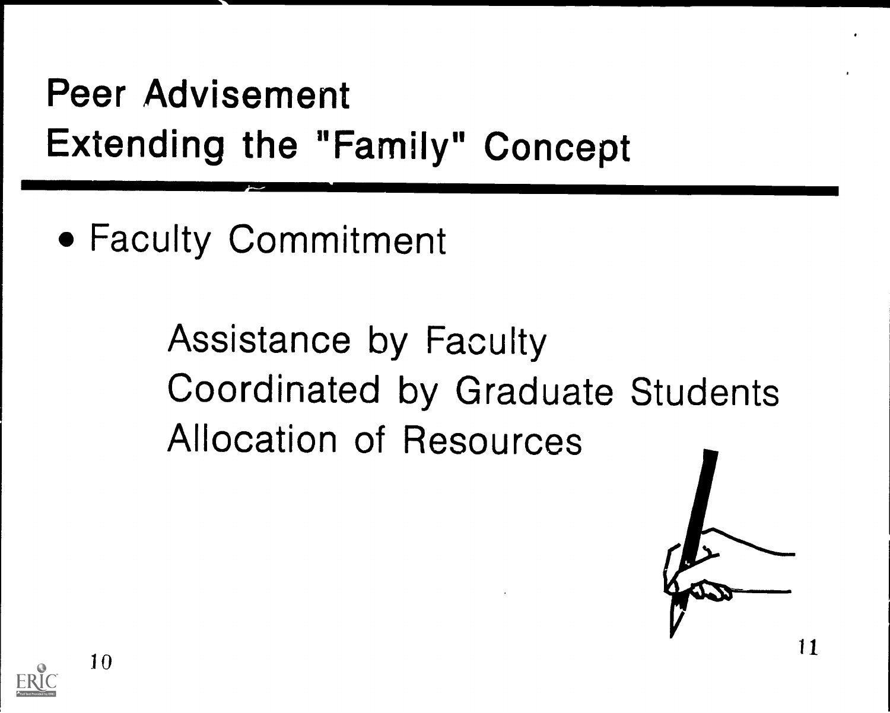# Peer Advisement
# Extending the "Family" Concept

- Faculty Commitment

  Assistance by Faculty
  Coordinated by Graduate Students
  Allocation of Resources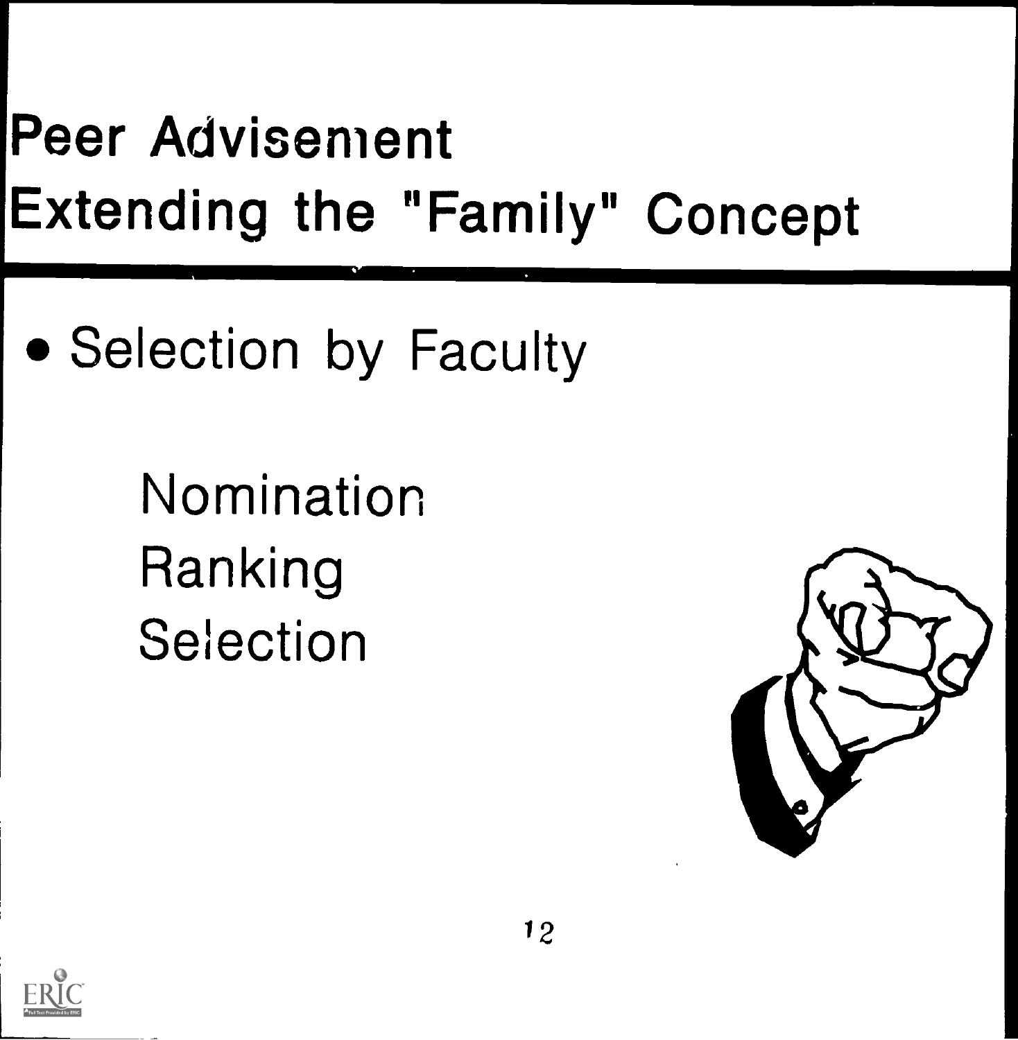# Peer Advisement
# Extending the "Family" Concept

- Selection by Faculty

  Nomination
  Ranking
  Selection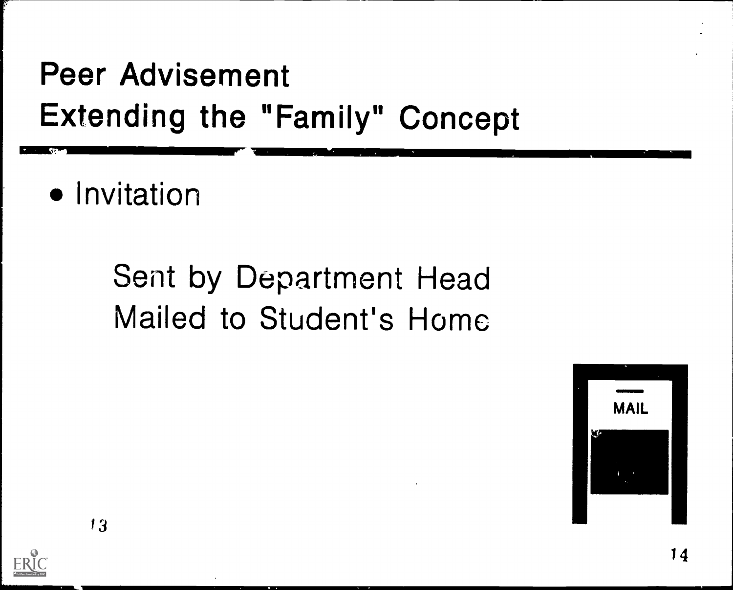# Peer Advisement
# Extending the "Family" Concept

- Invitation

  Sent by Department Head
  Mailed to Student's Home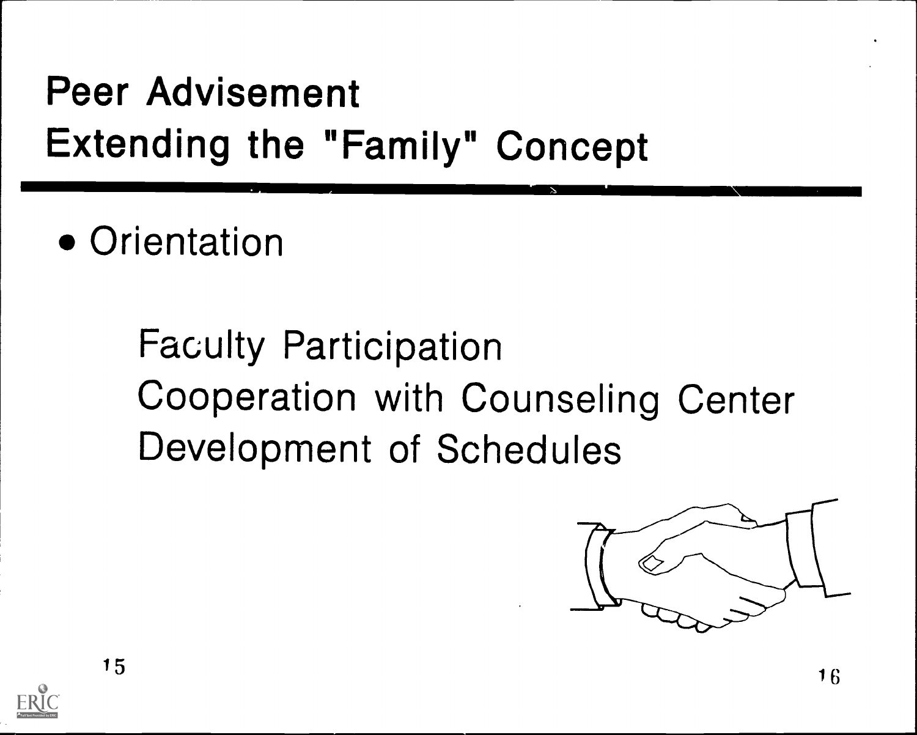# Peer Advisement
# Extending the "Family" Concept

- Orientation

  Faculty Participation
  Cooperation with Counseling Center
  Development of Schedules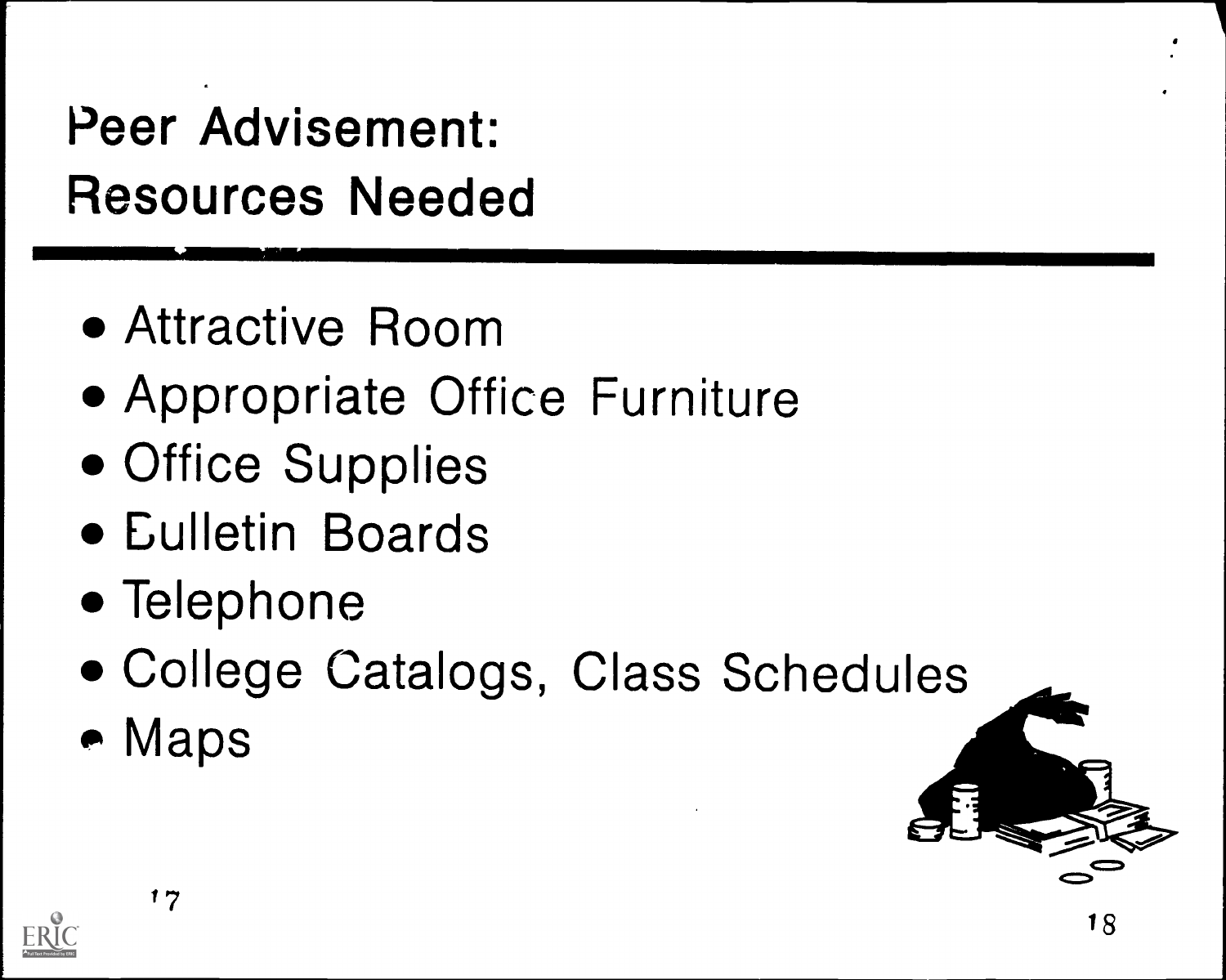# Peer Advisement: Resources Needed

- Attractive Room
- Appropriate Office Furniture
- Office Supplies
- Bulletin Boards
- Telephone
- College Catalogs, Class Schedules
- Maps